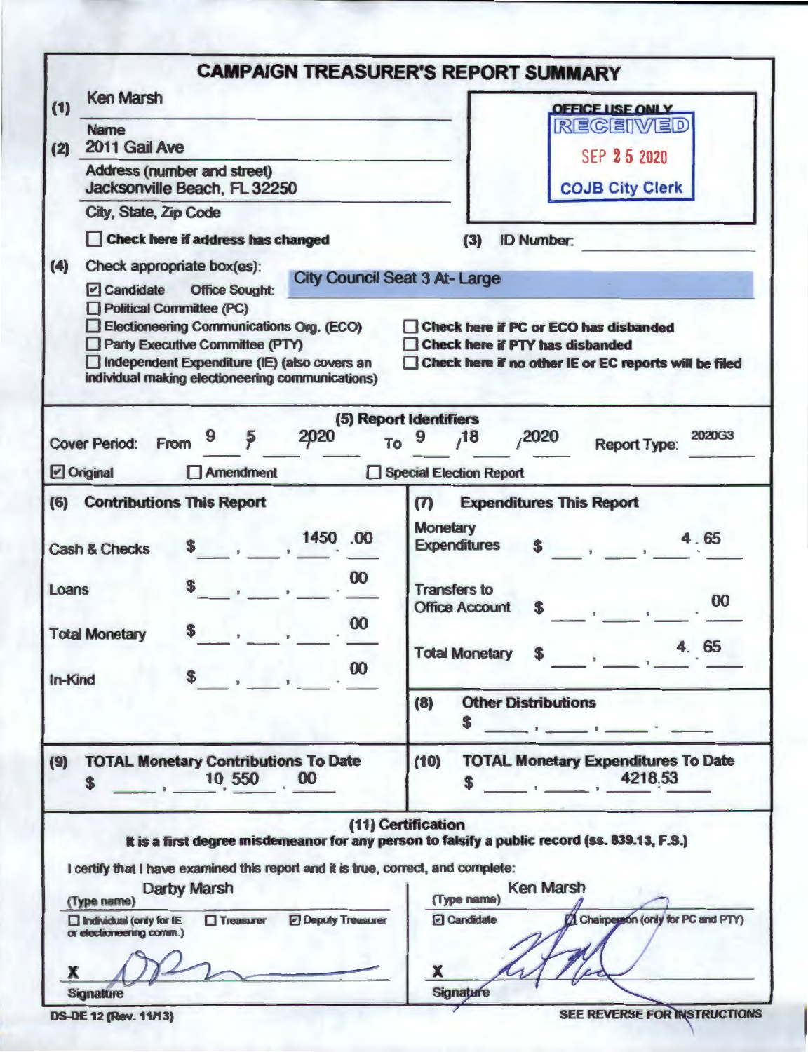# CAMPAIGN TREASURER'S REPORT SUMMARY

**(1)** Ken Marsh
Name

**(2)** 2011 Gail Ave
Address (number and street)

Jacksonville Beach, FL 32250
City, State, Zip Code

☐ **Check here if address has changed**

OFFICE USE ONLY
RECEIVED
SEP 25 2020
COJB City Clerk

**(3)** ID Number:

**(4)** Check appropriate box(es):

☑ Candidate Office Sought: City Council Seat 3 At- Large

☐ Political Committee (PC)

☐ Electioneering Communications Org. (ECO)

☐ Party Executive Committee (PTY)

☐ Independent Expenditure (IE) (also covers an individual making electioneering communications)

☐ **Check here if PC or ECO has disbanded**

☐ **Check here if PTY has disbanded**

☐ **Check here if no other IE or EC reports will be filed**

**(5) Report Identifiers**

Cover Period: From 9 5 2020 To 9 /18 /2020 Report Type: 2020G3

☑ Original ☐ Amendment ☐ Special Election Report

| **(6) Contributions This Report** | | **(7) Expenditures This Report** | |
|---|---|---|---|
| Cash & Checks | $ 1450 .00 | Monetary Expenditures | $ 4.65 |
| Loans | $ .00 | Transfers to Office Account | $ .00 |
| Total Monetary | $ .00 | Total Monetary | $ 4. 65 |
| In-Kind | $ .00 | **(8) Other Distributions** | $ |

**(9) TOTAL Monetary Contributions To Date**
$ 10,550 . 00

**(10) TOTAL Monetary Expenditures To Date**
$ 4218.53

**(11) Certification**

**It is a first degree misdemeanor for any person to falsify a public record (ss. 839.13, F.S.)**

I certify that I have examined this report and it is true, correct, and complete:

(Type name) Darby Marsh

☐ Individual (only for IE or electioneering comm.) ☐ Treasurer ☑ Deputy Treasurer

X [signature]
Signature

(Type name) Ken Marsh

☑ Candidate ☑ Chairperson (only for PC and PTY)

X [signature]
Signature

DS-DE 12 (Rev. 11/13)

SEE REVERSE FOR INSTRUCTIONS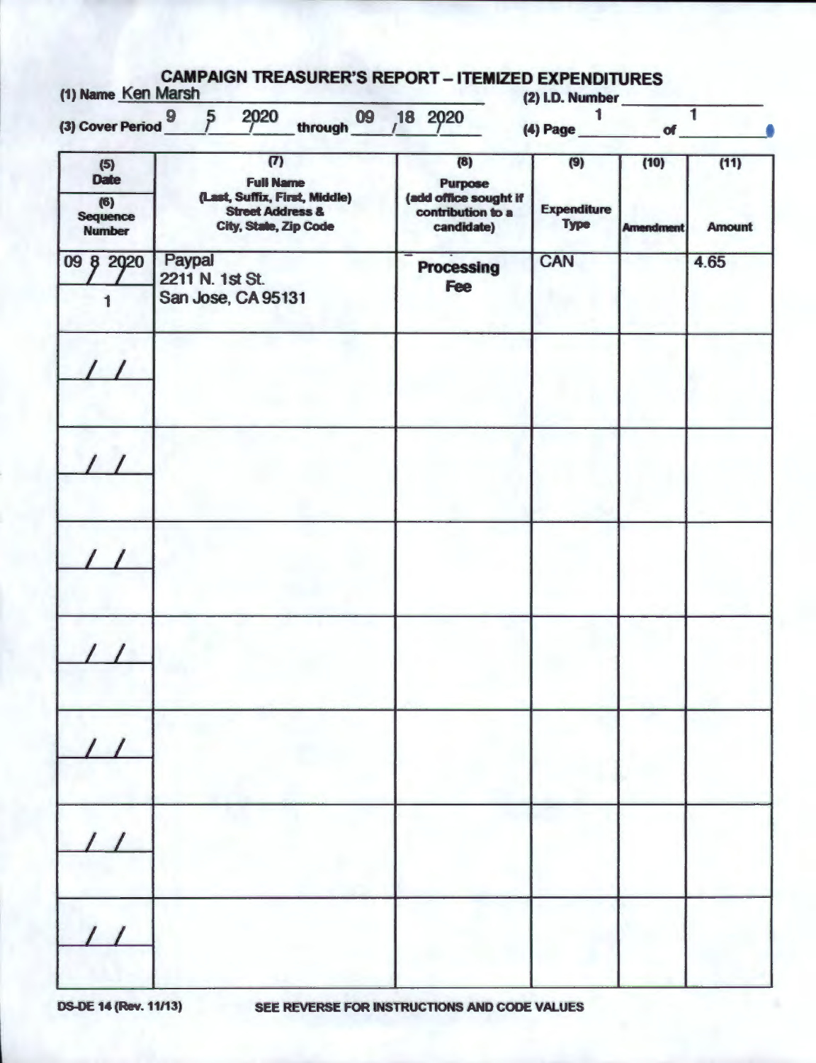# CAMPAIGN TREASURER'S REPORT – ITEMIZED EXPENDITURES

(1) Name Ken Marsh (2) I.D. Number

(3) Cover Period 9/5/2020 through 09/18/2020 (4) Page 1 of 1

| (5) Date / (6) Sequence Number | (7) Full Name (Last, Suffix, First, Middle) Street Address & City, State, Zip Code | (8) Purpose (add office sought if contribution to a candidate) | (9) Expenditure Type | (10) Amendment | (11) Amount |
|---|---|---|---|---|---|
| 09/8/2020<br>1 | Paypal<br>2211 N. 1st St.<br>San Jose, CA 95131 | Processing Fee | CAN | | 4.65 |
| / / | | | | | |
| / / | | | | | |
| / / | | | | | |
| / / | | | | | |
| / / | | | | | |
| / / | | | | | |
| / / | | | | | |

DS-DE 14 (Rev. 11/13) SEE REVERSE FOR INSTRUCTIONS AND CODE VALUES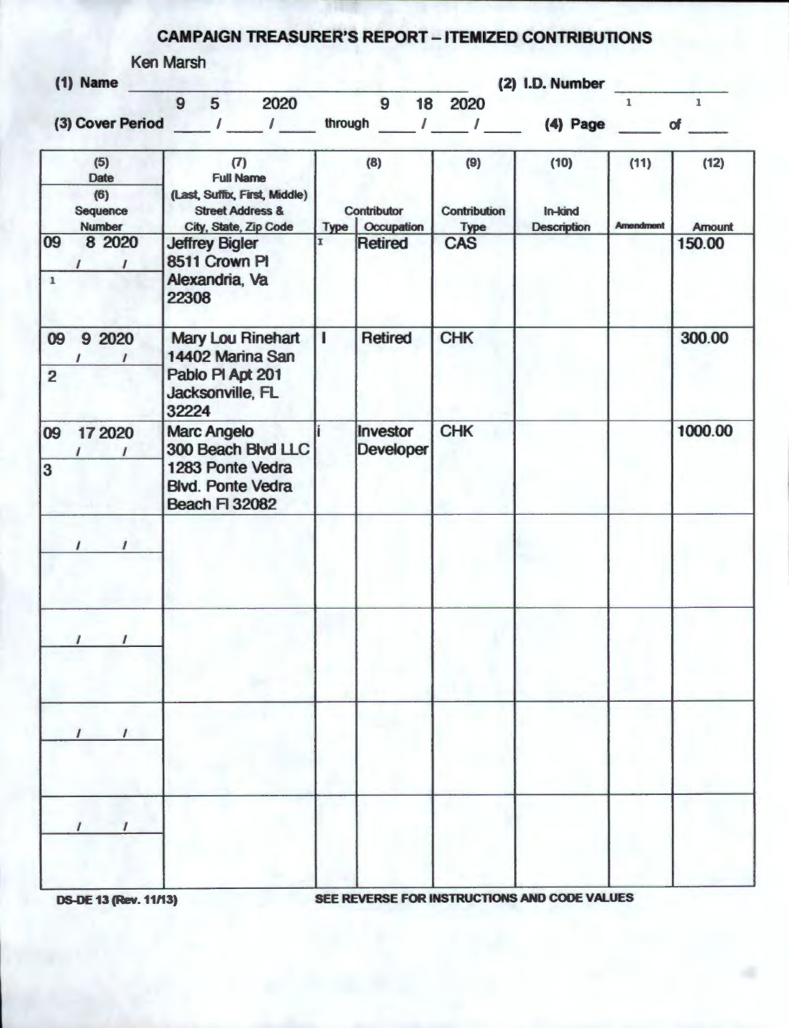# CAMPAIGN TREASURER'S REPORT – ITEMIZED CONTRIBUTIONS

**(1) Name** Ken Marsh **(2) I.D. Number** ______

**(3) Cover Period** 9 / 5 / 2020 through 9 / 18 / 2020 **(4) Page** 1 of 1

| (5) Date / (6) Sequence Number | (7) Full Name (Last, Suffix, First, Middle) Street Address & City, State, Zip Code | (8) Contributor Type | Occupation | (9) Contribution Type | (10) In-kind Description | (11) Amendment | (12) Amount |
|---|---|---|---|---|---|---|---|
| 09 / 8 / 2020 <br> 1 | Jeffrey Bigler <br> 8511 Crown Pl <br> Alexandria, Va <br> 22308 | I | Retired | CAS | | | 150.00 |
| 09 / 9 / 2020 <br> 2 | Mary Lou Rinehart <br> 14402 Marina San Pablo Pl Apt 201 <br> Jacksonville, FL <br> 32224 | I | Retired | CHK | | | 300.00 |
| 09 / 17 / 2020 <br> 3 | Marc Angelo <br> 300 Beach Blvd LLC <br> 1283 Ponte Vedra Blvd. Ponte Vedra Beach Fl 32082 | i | Investor Developer | CHK | | | 1000.00 |
| / / | | | | | | | |
| / / | | | | | | | |
| / / | | | | | | | |
| / / | | | | | | | |

DS-DE 13 (Rev. 11/13) SEE REVERSE FOR INSTRUCTIONS AND CODE VALUES